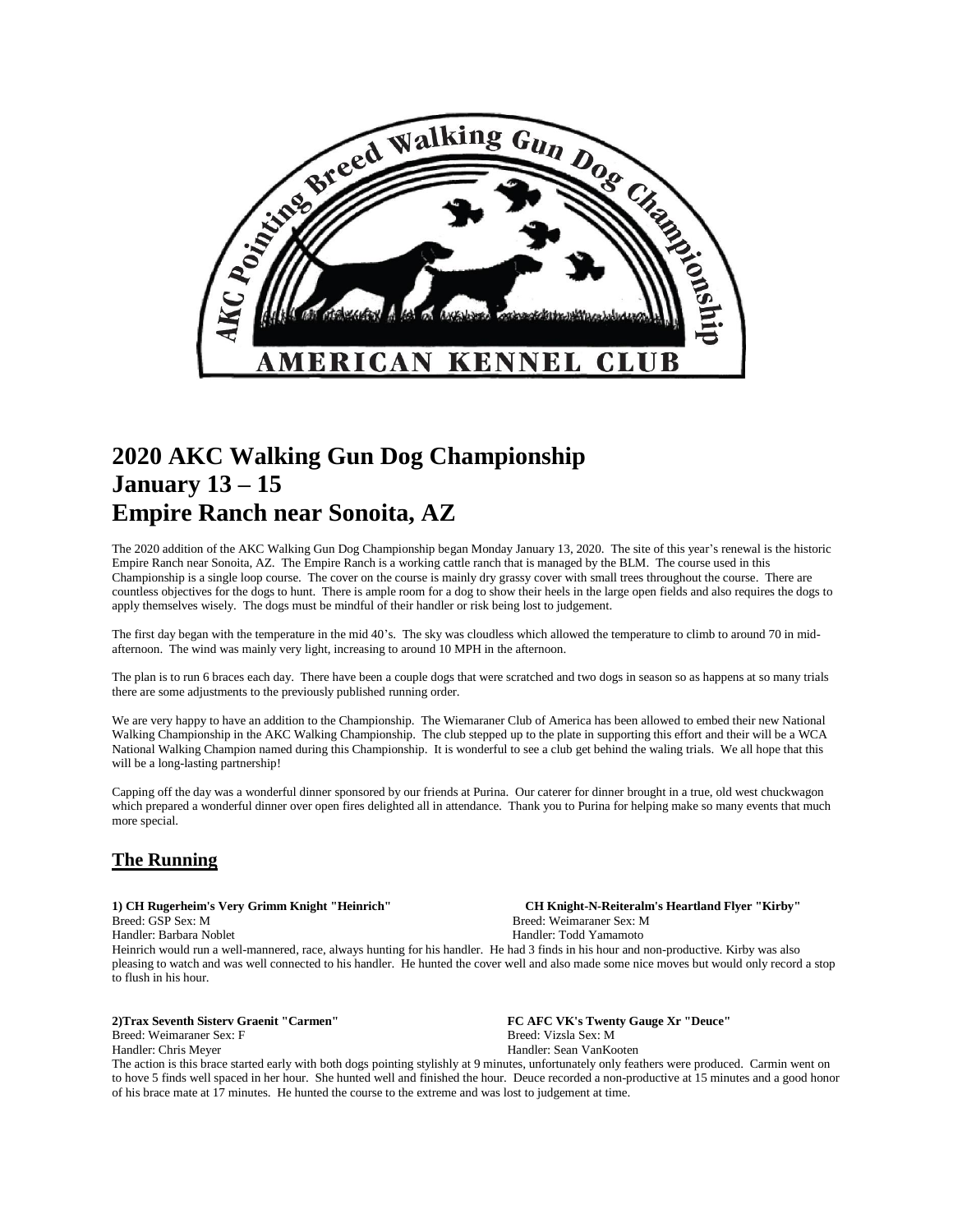# 2020 AKC Walking Gun Dog Championship
# January 13 – 15
# Empire Ranch near Sonoita, AZ

The 2020 addition of the AKC Walking Gun Dog Championship began Monday January 13, 2020. The site of this year's renewal is the historic Empire Ranch near Sonoita, AZ. The Empire Ranch is a working cattle ranch that is managed by the BLM. The course used in this Championship is a single loop course. The cover on the course is mainly dry grassy cover with small trees throughout the course. There are countless objectives for the dogs to hunt. There is ample room for a dog to show their heels in the large open fields and also requires the dogs to apply themselves wisely. The dogs must be mindful of their handler or risk being lost to judgement.

The first day began with the temperature in the mid 40's. The sky was cloudless which allowed the temperature to climb to around 70 in mid-afternoon. The wind was mainly very light, increasing to around 10 MPH in the afternoon.

The plan is to run 6 braces each day. There have been a couple dogs that were scratched and two dogs in season so as happens at so many trials there are some adjustments to the previously published running order.

We are very happy to have an addition to the Championship. The Wiemaraner Club of America has been allowed to embed their new National Walking Championship in the AKC Walking Championship. The club stepped up to the plate in supporting this effort and their will be a WCA National Walking Champion named during this Championship. It is wonderful to see a club get behind the waling trials. We all hope that this will be a long-lasting partnership!

Capping off the day was a wonderful dinner sponsored by our friends at Purina. Our caterer for dinner brought in a true, old west chuckwagon which prepared a wonderful dinner over open fires delighted all in attendance. Thank you to Purina for helping make so many events that much more special.

## The Running

**1) CH Rugerheim's Very Grimm Knight "Heinrich"**
Breed: GSP Sex: M
Handler: Barbara Noblet

**CH Knight-N-Reiteralm's Heartland Flyer "Kirby"**
Breed: Weimaraner Sex: M
Handler: Todd Yamamoto

Heinrich would run a well-mannered, race, always hunting for his handler. He had 3 finds in his hour and non-productive. Kirby was also pleasing to watch and was well connected to his handler. He hunted the cover well and also made some nice moves but would only record a stop to flush in his hour.

**2)Trax Seventh Sisterv Graenit "Carmen"**
Breed: Weimaraner Sex: F
Handler: Chris Meyer

**FC AFC VK's Twenty Gauge Xr "Deuce"**
Breed: Vizsla Sex: M
Handler: Sean VanKooten

The action is this brace started early with both dogs pointing stylishly at 9 minutes, unfortunately only feathers were produced. Carmin went on to hove 5 finds well spaced in her hour. She hunted well and finished the hour. Deuce recorded a non-productive at 15 minutes and a good honor of his brace mate at 17 minutes. He hunted the course to the extreme and was lost to judgement at time.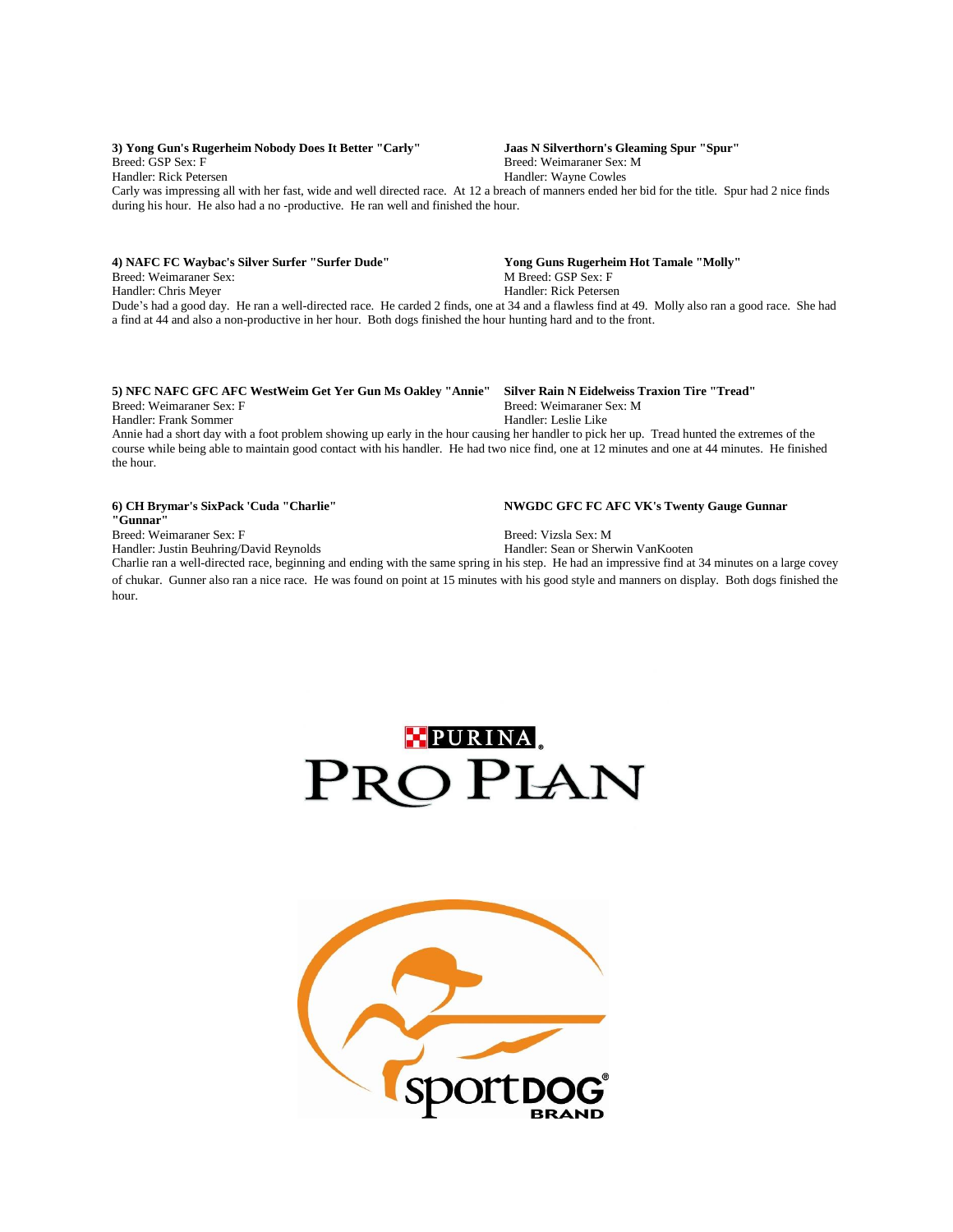**3) Yong Gun's Rugerheim Nobody Does It Better "Carly"**
Breed: GSP Sex: F
Handler: Rick Petersen

**Jaas N Silverthorn's Gleaming Spur "Spur"**
Breed: Weimaraner Sex: M
Handler: Wayne Cowles

Carly was impressing all with her fast, wide and well directed race. At 12 a breach of manners ended her bid for the title. Spur had 2 nice finds during his hour. He also had a no -productive. He ran well and finished the hour.

**4) NAFC FC Waybac's Silver Surfer "Surfer Dude"**
Breed: Weimaraner Sex:
Handler: Chris Meyer

**Yong Guns Rugerheim Hot Tamale "Molly"**
M Breed: GSP Sex: F
Handler: Rick Petersen

Dude's had a good day. He ran a well-directed race. He carded 2 finds, one at 34 and a flawless find at 49. Molly also ran a good race. She had a find at 44 and also a non-productive in her hour. Both dogs finished the hour hunting hard and to the front.

**5) NFC NAFC GFC AFC WestWeim Get Yer Gun Ms Oakley "Annie"**
Breed: Weimaraner Sex: F
Handler: Frank Sommer

**Silver Rain N Eidelweiss Traxion Tire "Tread"**
Breed: Weimaraner Sex: M
Handler: Leslie Like

Annie had a short day with a foot problem showing up early in the hour causing her handler to pick her up. Tread hunted the extremes of the course while being able to maintain good contact with his handler. He had two nice find, one at 12 minutes and one at 44 minutes. He finished the hour.

**6) CH Brymar's SixPack 'Cuda "Charlie"**
Breed: Weimaraner Sex: F
Handler: Justin Beuhring/David Reynolds

**NWGDC GFC FC AFC VK's Twenty Gauge Gunnar "Gunnar"**
Breed: Vizsla Sex: M
Handler: Sean or Sherwin VanKooten

Charlie ran a well-directed race, beginning and ending with the same spring in his step. He had an impressive find at 34 minutes on a large covey of chukar. Gunner also ran a nice race. He was found on point at 15 minutes with his good style and manners on display. Both dogs finished the hour.

PURINA PRO PLAN

sportDOG BRAND